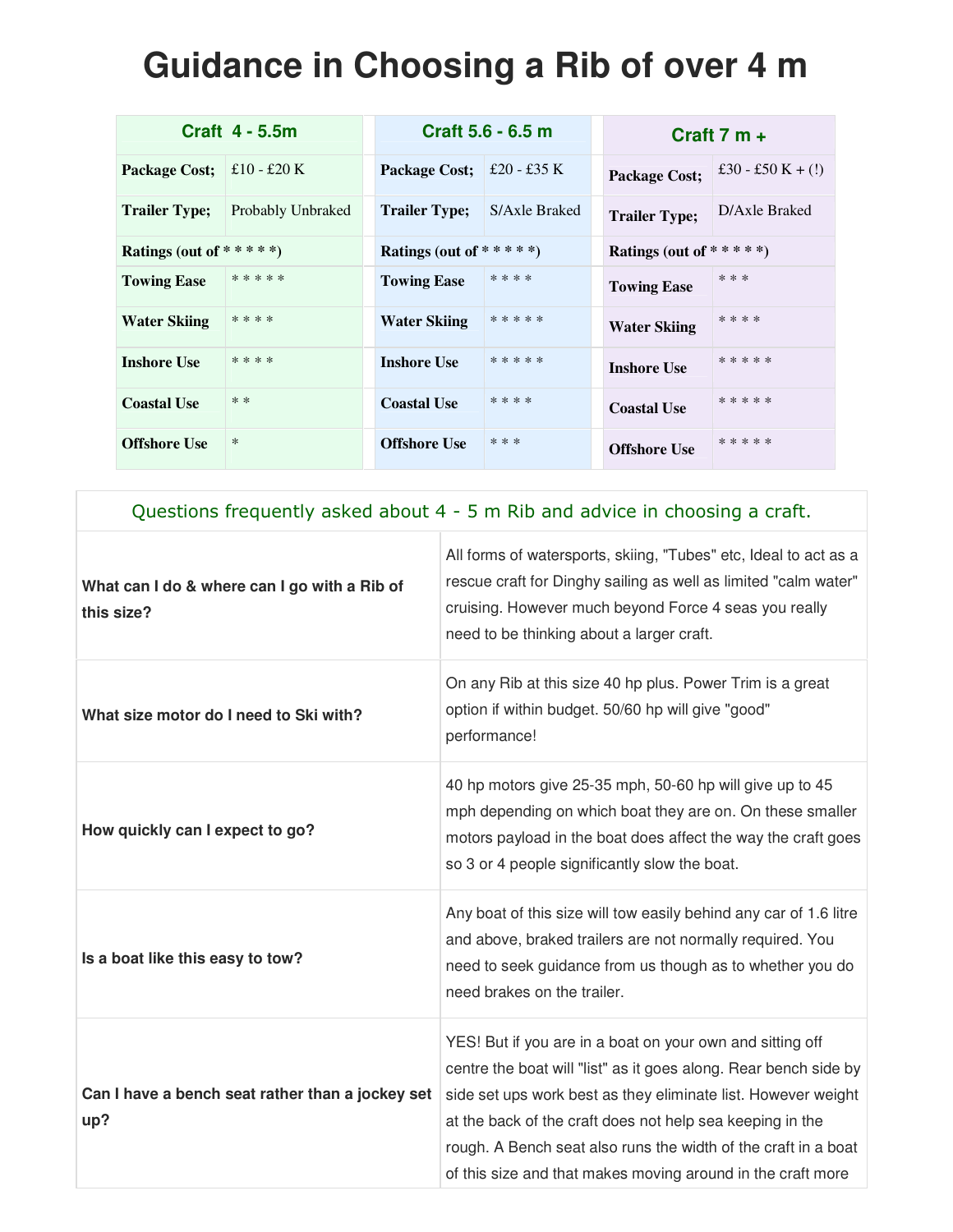# Guidance in Choosing a Rib of over 4 m

| Craft 4 - 5.5m | | Craft 5.6 - 6.5 m | | Craft 7 m + | |
|---|---|---|---|---|---|
| **Package Cost;** | £10 - £20 K | **Package Cost;** | £20 - £35 K | **Package Cost;** | £30 - £50 K + (!) |
| **Trailer Type;** | Probably Unbraked | **Trailer Type;** | S/Axle Braked | **Trailer Type;** | D/Axle Braked |
| **Ratings (out of * * * * *)** | | **Ratings (out of * * * * *)** | | **Ratings (out of * * * * *)** | |
| **Towing Ease** | * * * * * | **Towing Ease** | * * * * | **Towing Ease** | * * * |
| **Water Skiing** | * * * * | **Water Skiing** | * * * * * | **Water Skiing** | * * * * |
| **Inshore Use** | * * * * | **Inshore Use** | * * * * * | **Inshore Use** | * * * * * |
| **Coastal Use** | * * | **Coastal Use** | * * * * | **Coastal Use** | * * * * * |
| **Offshore Use** | * | **Offshore Use** | * * * | **Offshore Use** | * * * * * |

| Questions frequently asked about 4 - 5 m Rib and advice in choosing a craft. | |
|---|---|
| **What can I do & where can I go with a Rib of this size?** | All forms of watersports, skiing, "Tubes" etc, Ideal to act as a rescue craft for Dinghy sailing as well as limited "calm water" cruising. However much beyond Force 4 seas you really need to be thinking about a larger craft. |
| **What size motor do I need to Ski with?** | On any Rib at this size 40 hp plus. Power Trim is a great option if within budget. 50/60 hp will give "good" performance! |
| **How quickly can I expect to go?** | 40 hp motors give 25-35 mph, 50-60 hp will give up to 45 mph depending on which boat they are on. On these smaller motors payload in the boat does affect the way the craft goes so 3 or 4 people significantly slow the boat. |
| **Is a boat like this easy to tow?** | Any boat of this size will tow easily behind any car of 1.6 litre and above, braked trailers are not normally required. You need to seek guidance from us though as to whether you do need brakes on the trailer. |
| **Can I have a bench seat rather than a jockey set up?** | YES! But if you are in a boat on your own and sitting off centre the boat will "list" as it goes along. Rear bench side by side set ups work best as they eliminate list. However weight at the back of the craft does not help sea keeping in the rough. A Bench seat also runs the width of the craft in a boat of this size and that makes moving around in the craft more |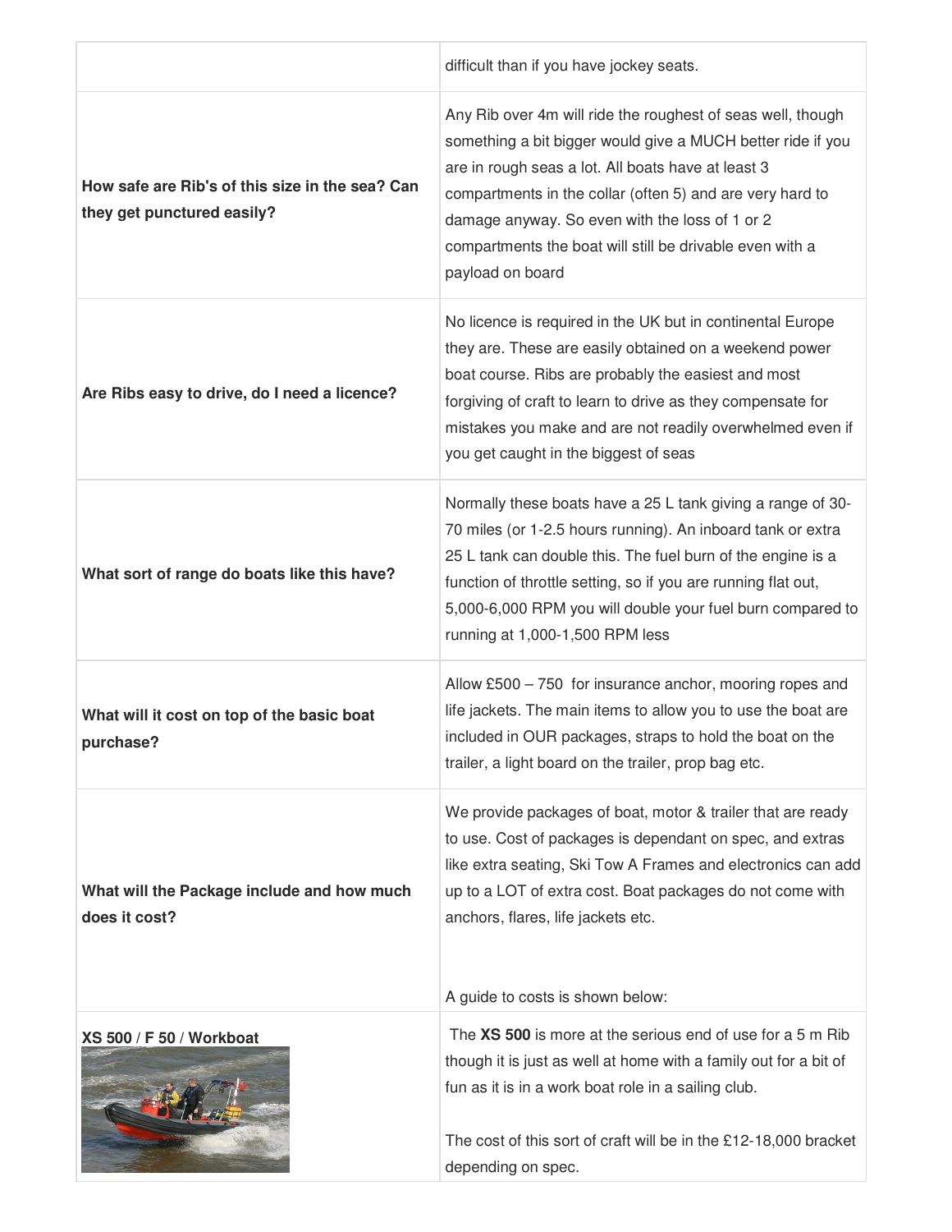| | |
|---|---|
| | difficult than if you have jockey seats. |
| **How safe are Rib's of this size in the sea? Can they get punctured easily?** | Any Rib over 4m will ride the roughest of seas well, though something a bit bigger would give a MUCH better ride if you are in rough seas a lot. All boats have at least 3 compartments in the collar (often 5) and are very hard to damage anyway. So even with the loss of 1 or 2 compartments the boat will still be drivable even with a payload on board |
| **Are Ribs easy to drive, do I need a licence?** | No licence is required in the UK but in continental Europe they are. These are easily obtained on a weekend power boat course. Ribs are probably the easiest and most forgiving of craft to learn to drive as they compensate for mistakes you make and are not readily overwhelmed even if you get caught in the biggest of seas |
| **What sort of range do boats like this have?** | Normally these boats have a 25 L tank giving a range of 30-70 miles (or 1-2.5 hours running). An inboard tank or extra 25 L tank can double this. The fuel burn of the engine is a function of throttle setting, so if you are running flat out, 5,000-6,000 RPM you will double your fuel burn compared to running at 1,000-1,500 RPM less |
| **What will it cost on top of the basic boat purchase?** | Allow £500 – 750 for insurance anchor, mooring ropes and life jackets. The main items to allow you to use the boat are included in OUR packages, straps to hold the boat on the trailer, a light board on the trailer, prop bag etc. |
| **What will the Package include and how much does it cost?** | We provide packages of boat, motor & trailer that are ready to use. Cost of packages is dependant on spec, and extras like extra seating, Ski Tow A Frames and electronics can add up to a LOT of extra cost. Boat packages do not come with anchors, flares, life jackets etc.<br><br>A guide to costs is shown below: |
| **XS 500 / F 50 / Workboat** | The **XS 500** is more at the serious end of use for a 5 m Rib though it is just as well at home with a family out for a bit of fun as it is in a work boat role in a sailing club.<br><br>The cost of this sort of craft will be in the £12-18,000 bracket depending on spec. |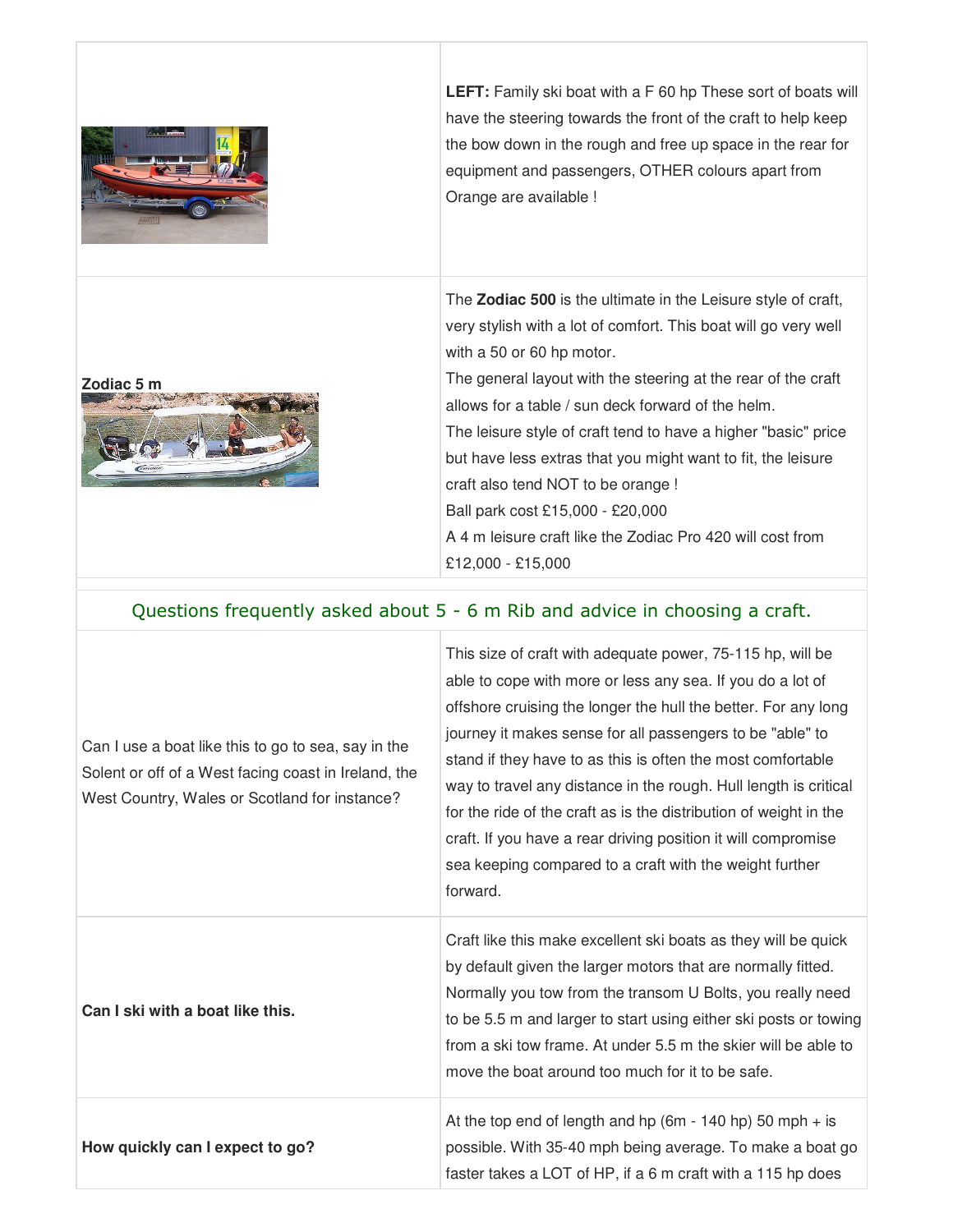| | |
|---|---|
| | **LEFT:** Family ski boat with a F 60 hp These sort of boats will have the steering towards the front of the craft to help keep the bow down in the rough and free up space in the rear for equipment and passengers, OTHER colours apart from Orange are available ! |
| **Zodiac 5 m** | The **Zodiac 500** is the ultimate in the Leisure style of craft, very stylish with a lot of comfort. This boat will go very well with a 50 or 60 hp motor.<br>The general layout with the steering at the rear of the craft allows for a table / sun deck forward of the helm.<br>The leisure style of craft tend to have a higher "basic" price but have less extras that you might want to fit, the leisure craft also tend NOT to be orange !<br>Ball park cost £15,000 - £20,000<br>A 4 m leisure craft like the Zodiac Pro 420 will cost from £12,000 - £15,000 |

## Questions frequently asked about 5 - 6 m Rib and advice in choosing a craft.

| | |
|---|---|
| Can I use a boat like this to go to sea, say in the Solent or off of a West facing coast in Ireland, the West Country, Wales or Scotland for instance? | This size of craft with adequate power, 75-115 hp, will be able to cope with more or less any sea. If you do a lot of offshore cruising the longer the hull the better. For any long journey it makes sense for all passengers to be "able" to stand if they have to as this is often the most comfortable way to travel any distance in the rough. Hull length is critical for the ride of the craft as is the distribution of weight in the craft. If you have a rear driving position it will compromise sea keeping compared to a craft with the weight further forward. |
| **Can I ski with a boat like this.** | Craft like this make excellent ski boats as they will be quick by default given the larger motors that are normally fitted. Normally you tow from the transom U Bolts, you really need to be 5.5 m and larger to start using either ski posts or towing from a ski tow frame. At under 5.5 m the skier will be able to move the boat around too much for it to be safe. |
| **How quickly can I expect to go?** | At the top end of length and hp (6m - 140 hp) 50 mph + is possible. With 35-40 mph being average. To make a boat go faster takes a LOT of HP, if a 6 m craft with a 115 hp does |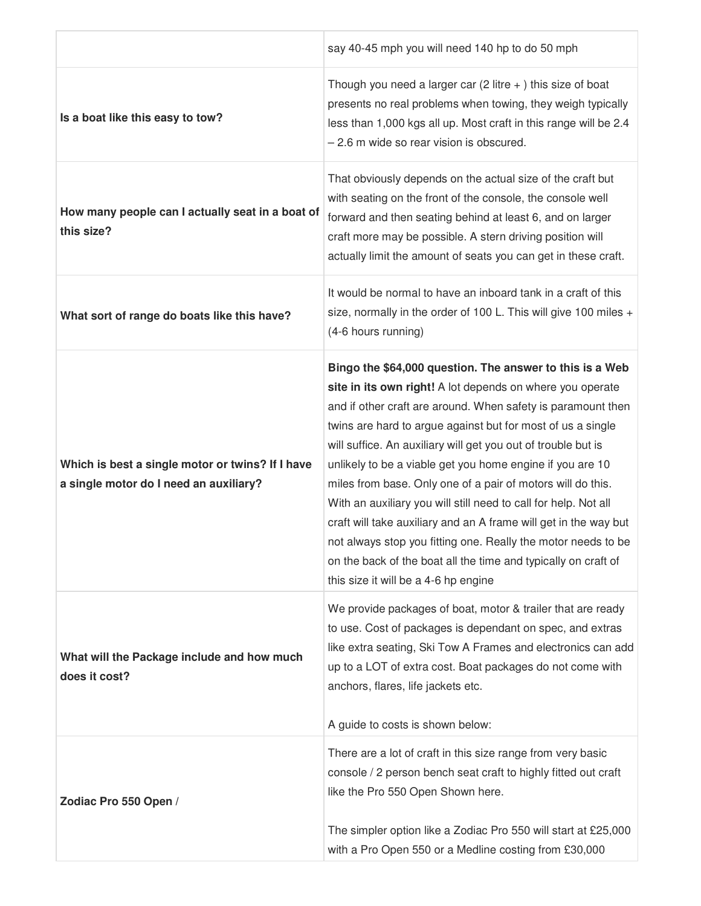| | |
|---|---|
| | say 40-45 mph you will need 140 hp to do 50 mph |
| **Is a boat like this easy to tow?** | Though you need a larger car (2 litre + ) this size of boat presents no real problems when towing, they weigh typically less than 1,000 kgs all up. Most craft in this range will be 2.4 – 2.6 m wide so rear vision is obscured. |
| **How many people can I actually seat in a boat of this size?** | That obviously depends on the actual size of the craft but with seating on the front of the console, the console well forward and then seating behind at least 6, and on larger craft more may be possible. A stern driving position will actually limit the amount of seats you can get in these craft. |
| **What sort of range do boats like this have?** | It would be normal to have an inboard tank in a craft of this size, normally in the order of 100 L. This will give 100 miles + (4-6 hours running) |
| **Which is best a single motor or twins? If I have a single motor do I need an auxiliary?** | **Bingo the $64,000 question. The answer to this is a Web site in its own right!** A lot depends on where you operate and if other craft are around. When safety is paramount then twins are hard to argue against but for most of us a single will suffice. An auxiliary will get you out of trouble but is unlikely to be a viable get you home engine if you are 10 miles from base. Only one of a pair of motors will do this. With an auxiliary you will still need to call for help. Not all craft will take auxiliary and an A frame will get in the way but not always stop you fitting one. Really the motor needs to be on the back of the boat all the time and typically on craft of this size it will be a 4-6 hp engine |
| **What will the Package include and how much does it cost?** | We provide packages of boat, motor & trailer that are ready to use. Cost of packages is dependant on spec, and extras like extra seating, Ski Tow A Frames and electronics can add up to a LOT of extra cost. Boat packages do not come with anchors, flares, life jackets etc.<br><br>A guide to costs is shown below: |
| **Zodiac Pro 550 Open /** | There are a lot of craft in this size range from very basic console / 2 person bench seat craft to highly fitted out craft like the Pro 550 Open Shown here.<br><br>The simpler option like a Zodiac Pro 550 will start at £25,000 with a Pro Open 550 or a Medline costing from £30,000 |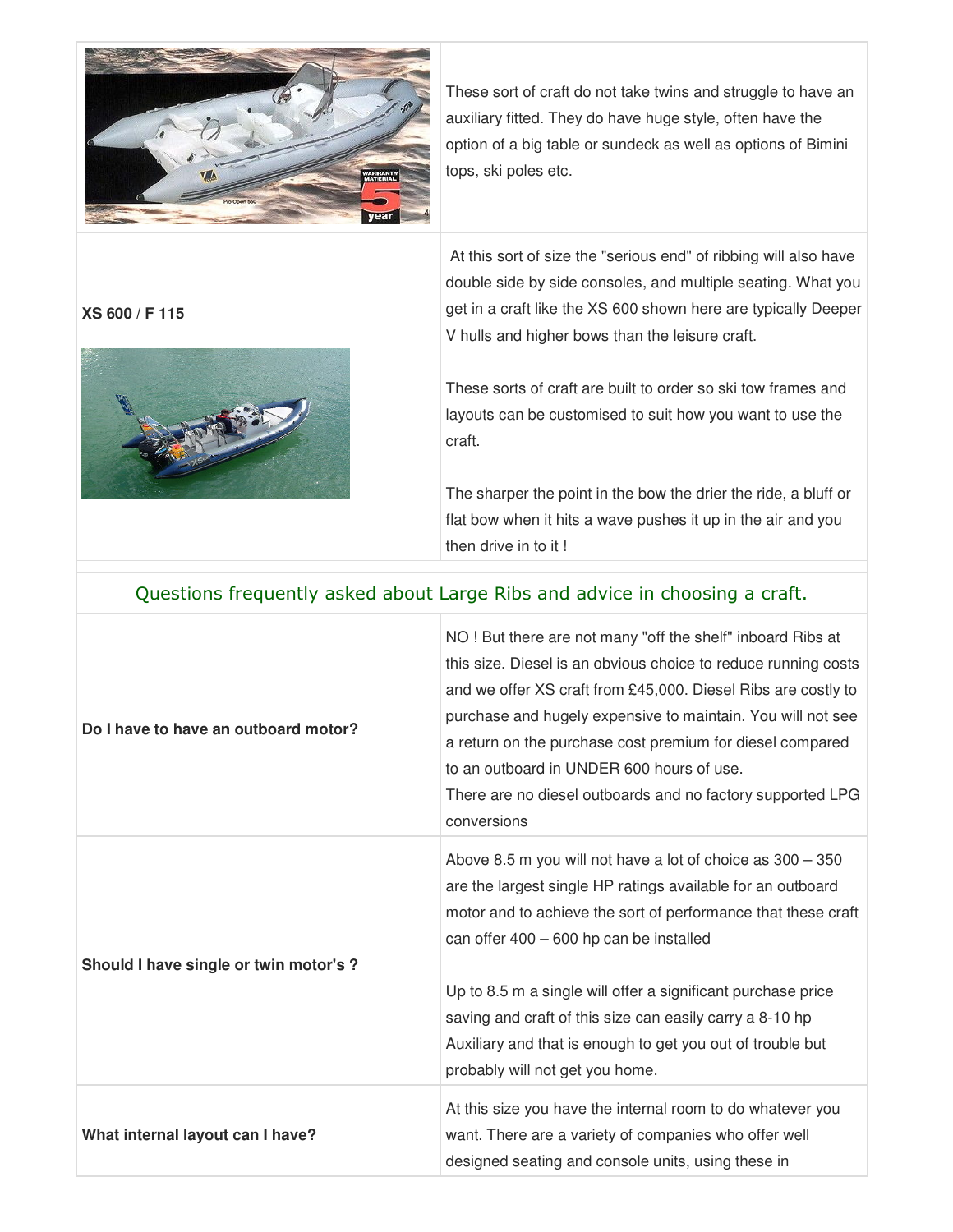| | |
|---|---|
| | These sort of craft do not take twins and struggle to have an auxiliary fitted. They do have huge style, often have the option of a big table or sundeck as well as options of Bimini tops, ski poles etc. |
| **XS 600 / F 115** | At this sort of size the "serious end" of ribbing will also have double side by side consoles, and multiple seating. What you get in a craft like the XS 600 shown here are typically Deeper V hulls and higher bows than the leisure craft.<br><br>These sorts of craft are built to order so ski tow frames and layouts can be customised to suit how you want to use the craft.<br><br>The sharper the point in the bow the drier the ride, a bluff or flat bow when it hits a wave pushes it up in the air and you then drive in to it ! |

## Questions frequently asked about Large Ribs and advice in choosing a craft.

| | |
|---|---|
| **Do I have to have an outboard motor?** | NO ! But there are not many "off the shelf" inboard Ribs at this size. Diesel is an obvious choice to reduce running costs and we offer XS craft from £45,000. Diesel Ribs are costly to purchase and hugely expensive to maintain. You will not see a return on the purchase cost premium for diesel compared to an outboard in UNDER 600 hours of use.<br>There are no diesel outboards and no factory supported LPG conversions |
| **Should I have single or twin motor's ?** | Above 8.5 m you will not have a lot of choice as 300 – 350 are the largest single HP ratings available for an outboard motor and to achieve the sort of performance that these craft can offer 400 – 600 hp can be installed<br><br>Up to 8.5 m a single will offer a significant purchase price saving and craft of this size can easily carry a 8-10 hp Auxiliary and that is enough to get you out of trouble but probably will not get you home. |
| **What internal layout can I have?** | At this size you have the internal room to do whatever you want. There are a variety of companies who offer well designed seating and console units, using these in |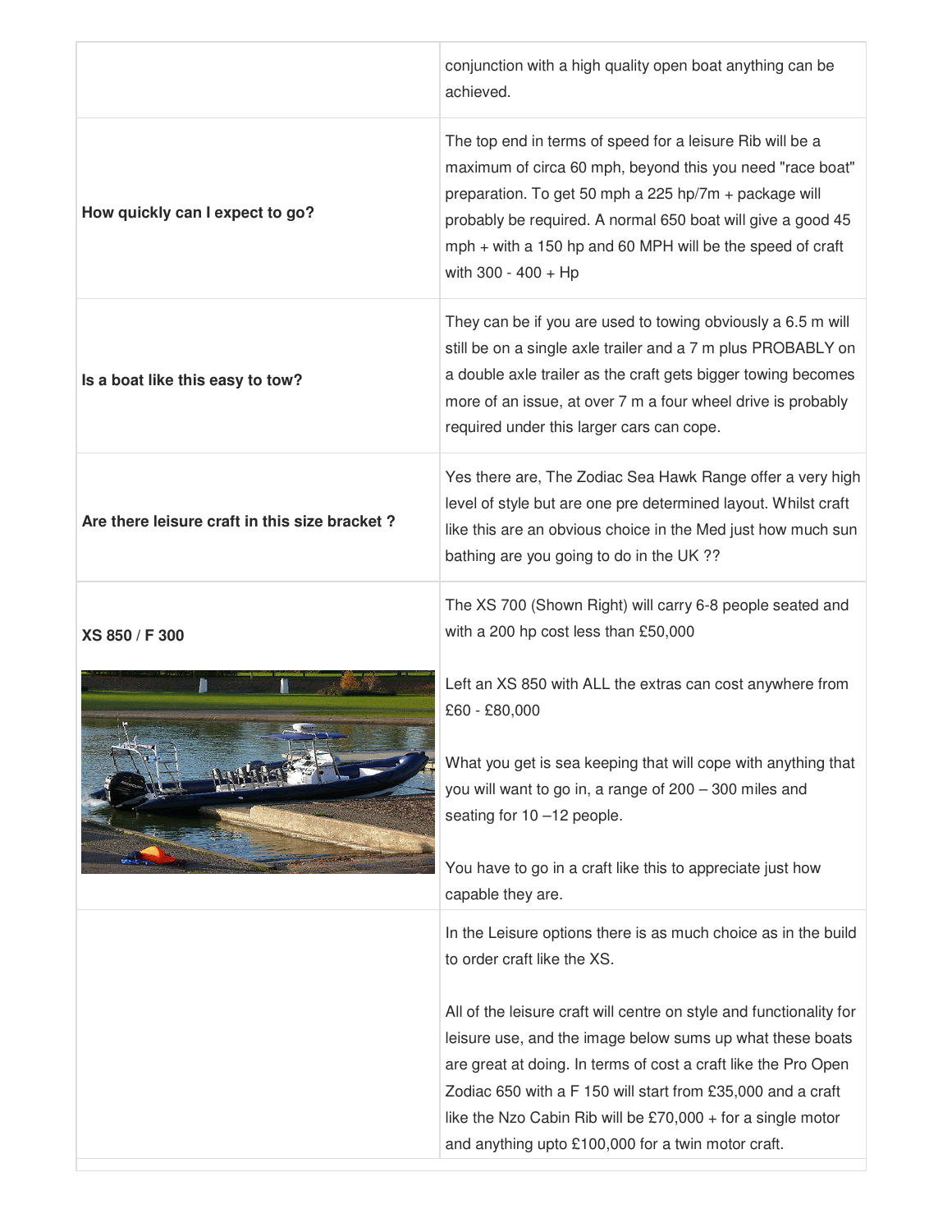| | |
|---|---|
| | conjunction with a high quality open boat anything can be achieved. |
| **How quickly can I expect to go?** | The top end in terms of speed for a leisure Rib will be a maximum of circa 60 mph, beyond this you need "race boat" preparation. To get 50 mph a 225 hp/7m + package will probably be required. A normal 650 boat will give a good 45 mph + with a 150 hp and 60 MPH will be the speed of craft with 300 - 400 + Hp |
| **Is a boat like this easy to tow?** | They can be if you are used to towing obviously a 6.5 m will still be on a single axle trailer and a 7 m plus PROBABLY on a double axle trailer as the craft gets bigger towing becomes more of an issue, at over 7 m a four wheel drive is probably required under this larger cars can cope. |
| **Are there leisure craft in this size bracket ?** | Yes there are, The Zodiac Sea Hawk Range offer a very high level of style but are one pre determined layout. Whilst craft like this are an obvious choice in the Med just how much sun bathing are you going to do in the UK ?? |
| **XS 850 / F 300** | The XS 700 (Shown Right) will carry 6-8 people seated and with a 200 hp cost less than £50,000<br><br>Left an XS 850 with ALL the extras can cost anywhere from £60 - £80,000<br><br>What you get is sea keeping that will cope with anything that you will want to go in, a range of 200 – 300 miles and seating for 10 –12 people.<br><br>You have to go in a craft like this to appreciate just how capable they are. |
| | In the Leisure options there is as much choice as in the build to order craft like the XS.<br><br>All of the leisure craft will centre on style and functionality for leisure use, and the image below sums up what these boats are great at doing. In terms of cost a craft like the Pro Open Zodiac 650 with a F 150 will start from £35,000 and a craft like the Nzo Cabin Rib will be £70,000 + for a single motor and anything upto £100,000 for a twin motor craft. |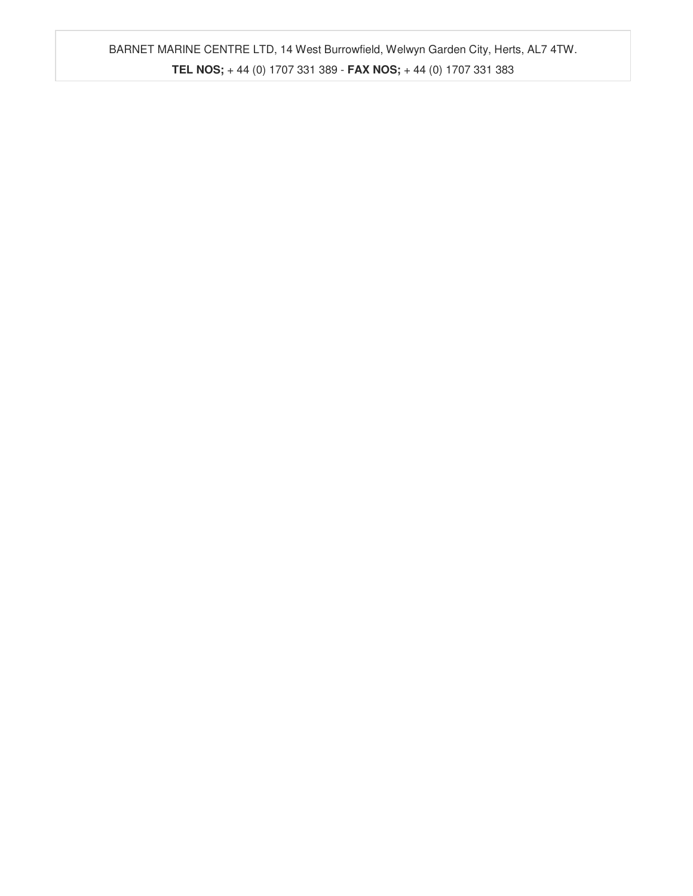BARNET MARINE CENTRE LTD, 14 West Burrowfield, Welwyn Garden City, Herts, AL7 4TW.

**TEL NOS;** + 44 (0) 1707 331 389 - **FAX NOS;** + 44 (0) 1707 331 383